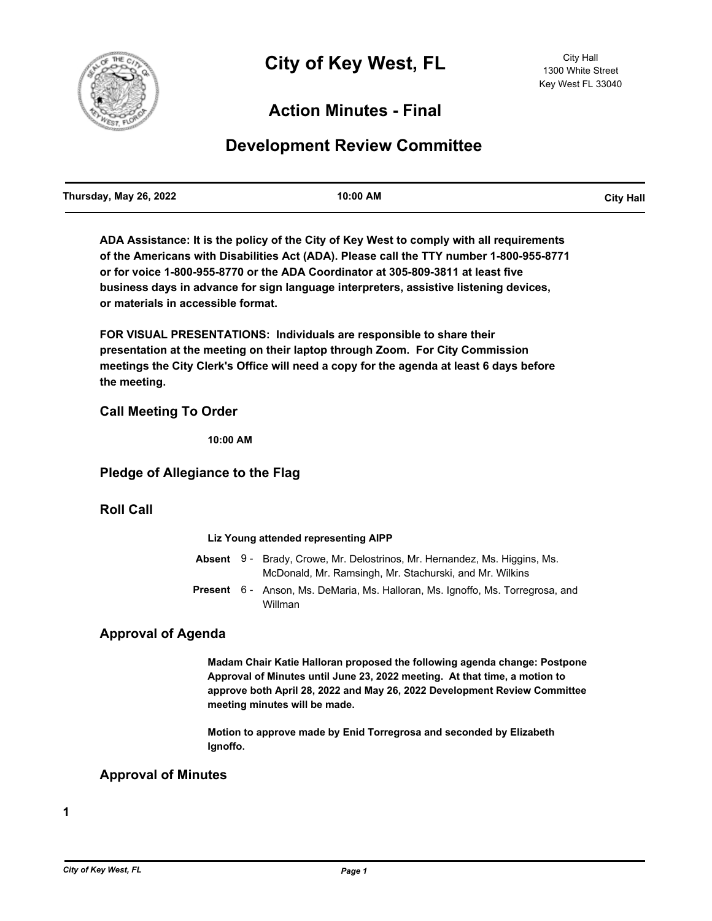# City of Key West, FL

City Hall
1300 White Street
Key West FL 33040

## Action Minutes - Final

## Development Review Committee

| Thursday, May 26, 2022 | 10:00 AM | City Hall |
|---|---|---|

**ADA Assistance: It is the policy of the City of Key West to comply with all requirements of the Americans with Disabilities Act (ADA). Please call the TTY number 1-800-955-8771 or for voice 1-800-955-8770 or the ADA Coordinator at 305-809-3811 at least five business days in advance for sign language interpreters, assistive listening devices, or materials in accessible format.**

**FOR VISUAL PRESENTATIONS: Individuals are responsible to share their presentation at the meeting on their laptop through Zoom. For City Commission meetings the City Clerk's Office will need a copy for the agenda at least 6 days before the meeting.**

### Call Meeting To Order

**10:00 AM**

### Pledge of Allegiance to the Flag

### Roll Call

**Liz Young attended representing AIPP**

**Absent** 9 - Brady, Crowe, Mr. Delostrinos, Mr. Hernandez, Ms. Higgins, Ms. McDonald, Mr. Ramsingh, Mr. Stachurski, and Mr. Wilkins

**Present** 6 - Anson, Ms. DeMaria, Ms. Halloran, Ms. Ignoffo, Ms. Torregrosa, and Willman

### Approval of Agenda

**Madam Chair Katie Halloran proposed the following agenda change: Postpone Approval of Minutes until June 23, 2022 meeting. At that time, a motion to approve both April 28, 2022 and May 26, 2022 Development Review Committee meeting minutes will be made.**

**Motion to approve made by Enid Torregrosa and seconded by Elizabeth Ignoffo.**

### Approval of Minutes

**1**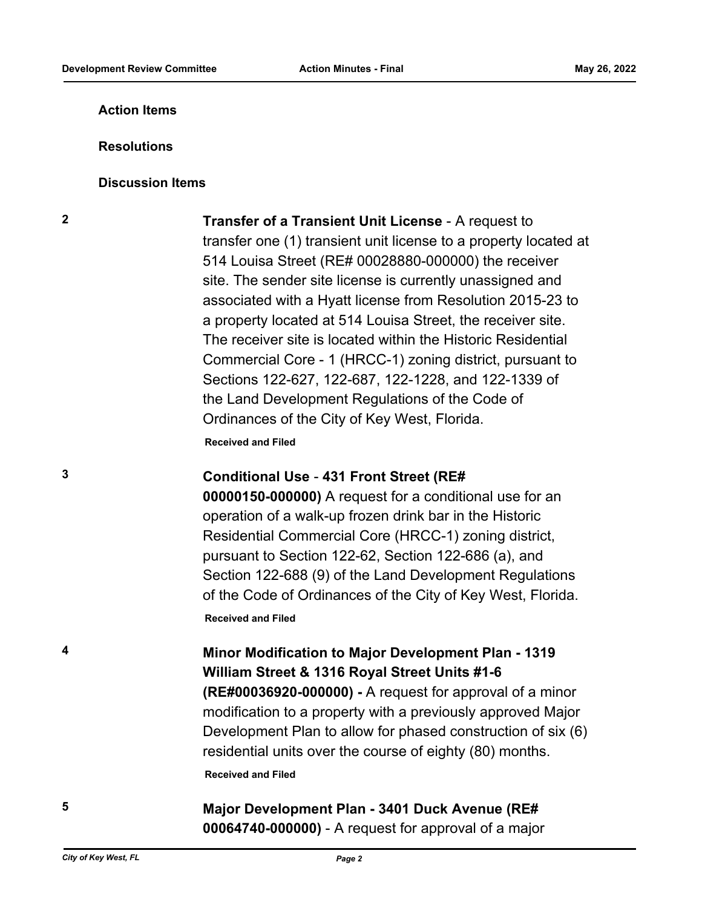**Action Items**

**Resolutions**

**Discussion Items**

**2** **Transfer of a Transient Unit License** - A request to transfer one (1) transient unit license to a property located at 514 Louisa Street (RE# 00028880-000000) the receiver site. The sender site license is currently unassigned and associated with a Hyatt license from Resolution 2015-23 to a property located at 514 Louisa Street, the receiver site. The receiver site is located within the Historic Residential Commercial Core - 1 (HRCC-1) zoning district, pursuant to Sections 122-627, 122-687, 122-1228, and 122-1339 of the Land Development Regulations of the Code of Ordinances of the City of Key West, Florida.

**Received and Filed**

**3** **Conditional Use** - **431 Front Street (RE# 00000150-000000)** A request for a conditional use for an operation of a walk-up frozen drink bar in the Historic Residential Commercial Core (HRCC-1) zoning district, pursuant to Section 122-62, Section 122-686 (a), and Section 122-688 (9) of the Land Development Regulations of the Code of Ordinances of the City of Key West, Florida.

**Received and Filed**

**4** **Minor Modification to Major Development Plan - 1319 William Street & 1316 Royal Street Units #1-6 (RE#00036920-000000) -** A request for approval of a minor modification to a property with a previously approved Major Development Plan to allow for phased construction of six (6) residential units over the course of eighty (80) months.

**Received and Filed**

**5** **Major Development Plan - 3401 Duck Avenue (RE# 00064740-000000)** - A request for approval of a major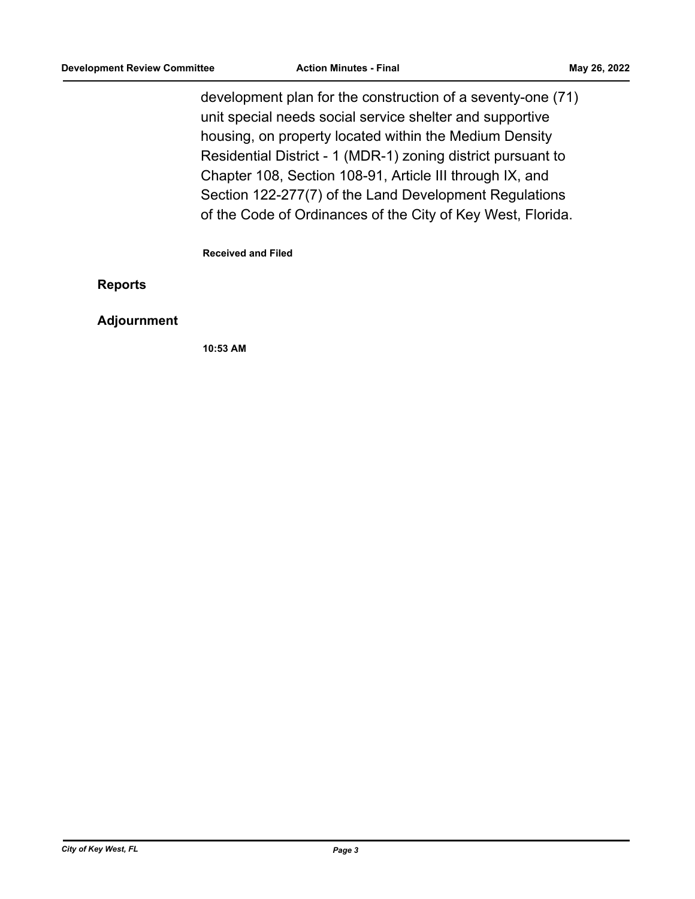development plan for the construction of a seventy-one (71) unit special needs social service shelter and supportive housing, on property located within the Medium Density Residential District - 1 (MDR-1) zoning district pursuant to Chapter 108, Section 108-91, Article III through IX, and Section 122-277(7) of the Land Development Regulations of the Code of Ordinances of the City of Key West, Florida.

**Received and Filed**

## Reports

## Adjournment

**10:53 AM**